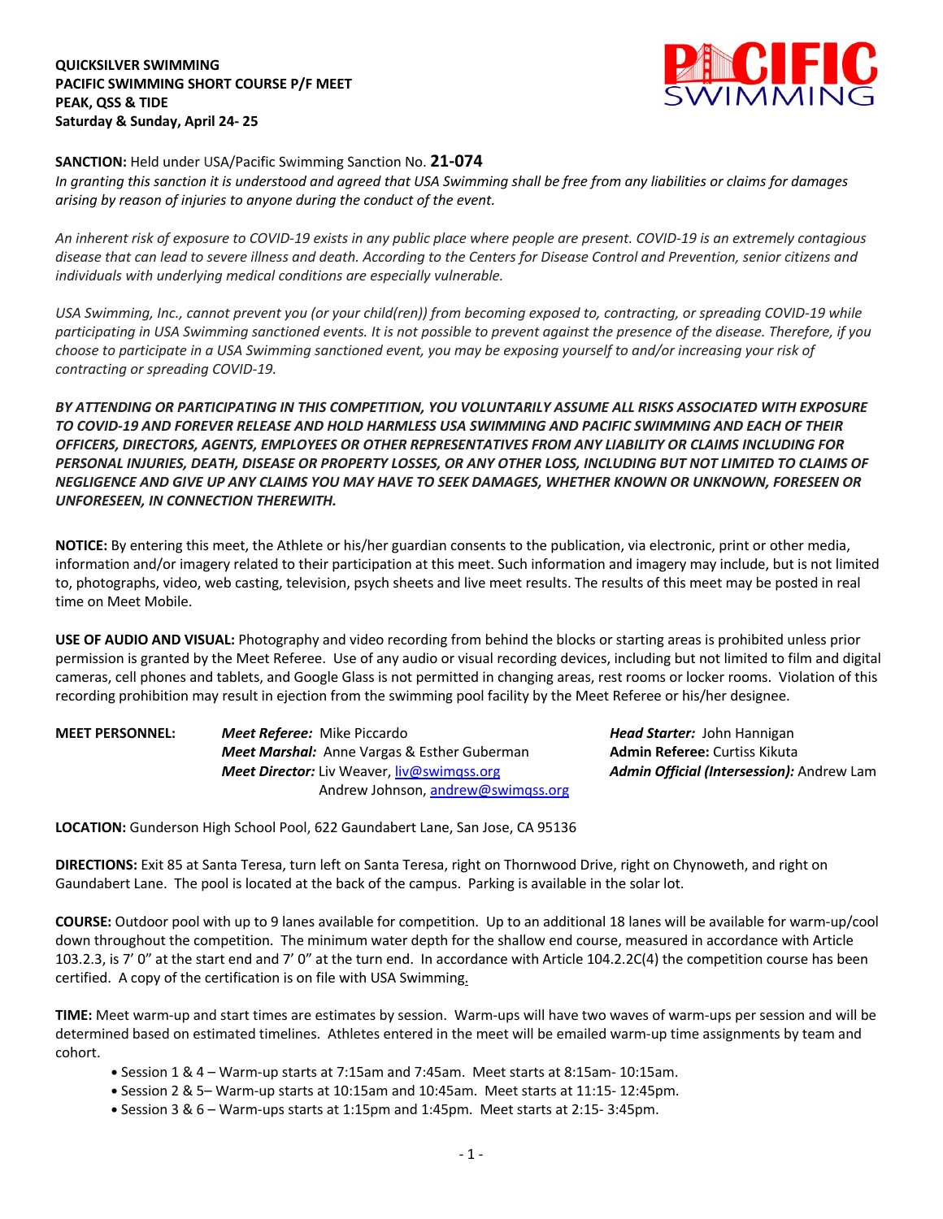**QUICKSILVER SWIMMING**
**PACIFIC SWIMMING SHORT COURSE P/F MEET**
**PEAK, QSS & TIDE**
**Saturday & Sunday, April 24- 25**

PACIFIC SWIMMING

**SANCTION:** Held under USA/Pacific Swimming Sanction No. **21-074**
*In granting this sanction it is understood and agreed that USA Swimming shall be free from any liabilities or claims for damages arising by reason of injuries to anyone during the conduct of the event.*

*An inherent risk of exposure to COVID-19 exists in any public place where people are present. COVID-19 is an extremely contagious disease that can lead to severe illness and death. According to the Centers for Disease Control and Prevention, senior citizens and individuals with underlying medical conditions are especially vulnerable.*

*USA Swimming, Inc., cannot prevent you (or your child(ren)) from becoming exposed to, contracting, or spreading COVID-19 while participating in USA Swimming sanctioned events. It is not possible to prevent against the presence of the disease. Therefore, if you choose to participate in a USA Swimming sanctioned event, you may be exposing yourself to and/or increasing your risk of contracting or spreading COVID-19.*

***BY ATTENDING OR PARTICIPATING IN THIS COMPETITION, YOU VOLUNTARILY ASSUME ALL RISKS ASSOCIATED WITH EXPOSURE TO COVID-19 AND FOREVER RELEASE AND HOLD HARMLESS USA SWIMMING AND PACIFIC SWIMMING AND EACH OF THEIR OFFICERS, DIRECTORS, AGENTS, EMPLOYEES OR OTHER REPRESENTATIVES FROM ANY LIABILITY OR CLAIMS INCLUDING FOR PERSONAL INJURIES, DEATH, DISEASE OR PROPERTY LOSSES, OR ANY OTHER LOSS, INCLUDING BUT NOT LIMITED TO CLAIMS OF NEGLIGENCE AND GIVE UP ANY CLAIMS YOU MAY HAVE TO SEEK DAMAGES, WHETHER KNOWN OR UNKNOWN, FORESEEN OR UNFORESEEN, IN CONNECTION THEREWITH.***

**NOTICE:** By entering this meet, the Athlete or his/her guardian consents to the publication, via electronic, print or other media, information and/or imagery related to their participation at this meet. Such information and imagery may include, but is not limited to, photographs, video, web casting, television, psych sheets and live meet results. The results of this meet may be posted in real time on Meet Mobile.

**USE OF AUDIO AND VISUAL:** Photography and video recording from behind the blocks or starting areas is prohibited unless prior permission is granted by the Meet Referee. Use of any audio or visual recording devices, including but not limited to film and digital cameras, cell phones and tablets, and Google Glass is not permitted in changing areas, rest rooms or locker rooms. Violation of this recording prohibition may result in ejection from the swimming pool facility by the Meet Referee or his/her designee.

**MEET PERSONNEL:**
***Meet Referee:*** Mike Piccardo
***Meet Marshal:*** Anne Vargas & Esther Guberman
***Meet Director:*** Liv Weaver, liv@swimqss.org
Andrew Johnson, andrew@swimqss.org
***Head Starter:*** John Hannigan
**Admin Referee:** Curtiss Kikuta
***Admin Official (Intersession):*** Andrew Lam

**LOCATION:** Gunderson High School Pool, 622 Gaundabert Lane, San Jose, CA 95136

**DIRECTIONS:** Exit 85 at Santa Teresa, turn left on Santa Teresa, right on Thornwood Drive, right on Chynoweth, and right on Gaundabert Lane. The pool is located at the back of the campus. Parking is available in the solar lot.

**COURSE:** Outdoor pool with up to 9 lanes available for competition. Up to an additional 18 lanes will be available for warm-up/cool down throughout the competition. The minimum water depth for the shallow end course, measured in accordance with Article 103.2.3, is 7' 0" at the start end and 7' 0" at the turn end. In accordance with Article 104.2.2C(4) the competition course has been certified. A copy of the certification is on file with USA Swimming.

**TIME:** Meet warm-up and start times are estimates by session. Warm-ups will have two waves of warm-ups per session and will be determined based on estimated timelines. Athletes entered in the meet will be emailed warm-up time assignments by team and cohort.

- Session 1 & 4 – Warm-up starts at 7:15am and 7:45am. Meet starts at 8:15am- 10:15am.
- Session 2 & 5– Warm-up starts at 10:15am and 10:45am. Meet starts at 11:15- 12:45pm.
- Session 3 & 6 – Warm-ups starts at 1:15pm and 1:45pm. Meet starts at 2:15- 3:45pm.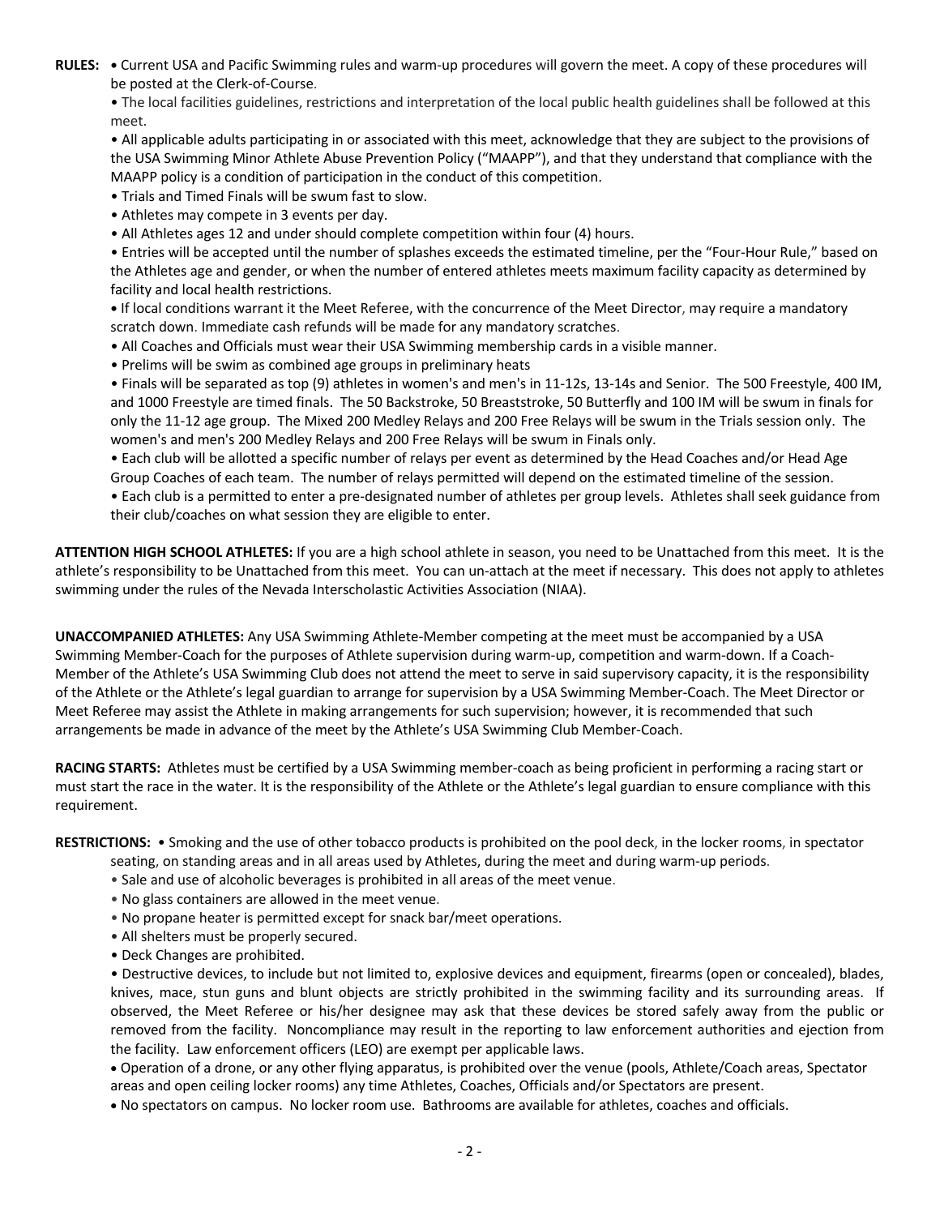**RULES:** • Current USA and Pacific Swimming rules and warm-up procedures will govern the meet. A copy of these procedures will be posted at the Clerk-of-Course.

• The local facilities guidelines, restrictions and interpretation of the local public health guidelines shall be followed at this meet.

• All applicable adults participating in or associated with this meet, acknowledge that they are subject to the provisions of the USA Swimming Minor Athlete Abuse Prevention Policy ("MAAPP"), and that they understand that compliance with the MAAPP policy is a condition of participation in the conduct of this competition.

• Trials and Timed Finals will be swum fast to slow.

• Athletes may compete in 3 events per day.

• All Athletes ages 12 and under should complete competition within four (4) hours.

• Entries will be accepted until the number of splashes exceeds the estimated timeline, per the "Four-Hour Rule," based on the Athletes age and gender, or when the number of entered athletes meets maximum facility capacity as determined by facility and local health restrictions.

• If local conditions warrant it the Meet Referee, with the concurrence of the Meet Director, may require a mandatory scratch down. Immediate cash refunds will be made for any mandatory scratches.

• All Coaches and Officials must wear their USA Swimming membership cards in a visible manner.

• Prelims will be swim as combined age groups in preliminary heats

• Finals will be separated as top (9) athletes in women's and men's in 11-12s, 13-14s and Senior. The 500 Freestyle, 400 IM, and 1000 Freestyle are timed finals. The 50 Backstroke, 50 Breaststroke, 50 Butterfly and 100 IM will be swum in finals for only the 11-12 age group. The Mixed 200 Medley Relays and 200 Free Relays will be swum in the Trials session only. The women's and men's 200 Medley Relays and 200 Free Relays will be swum in Finals only.

• Each club will be allotted a specific number of relays per event as determined by the Head Coaches and/or Head Age Group Coaches of each team. The number of relays permitted will depend on the estimated timeline of the session.

• Each club is a permitted to enter a pre-designated number of athletes per group levels. Athletes shall seek guidance from their club/coaches on what session they are eligible to enter.

**ATTENTION HIGH SCHOOL ATHLETES:** If you are a high school athlete in season, you need to be Unattached from this meet. It is the athlete's responsibility to be Unattached from this meet. You can un-attach at the meet if necessary. This does not apply to athletes swimming under the rules of the Nevada Interscholastic Activities Association (NIAA).

**UNACCOMPANIED ATHLETES:** Any USA Swimming Athlete-Member competing at the meet must be accompanied by a USA Swimming Member-Coach for the purposes of Athlete supervision during warm-up, competition and warm-down. If a Coach-Member of the Athlete's USA Swimming Club does not attend the meet to serve in said supervisory capacity, it is the responsibility of the Athlete or the Athlete's legal guardian to arrange for supervision by a USA Swimming Member-Coach. The Meet Director or Meet Referee may assist the Athlete in making arrangements for such supervision; however, it is recommended that such arrangements be made in advance of the meet by the Athlete's USA Swimming Club Member-Coach.

**RACING STARTS:** Athletes must be certified by a USA Swimming member-coach as being proficient in performing a racing start or must start the race in the water. It is the responsibility of the Athlete or the Athlete's legal guardian to ensure compliance with this requirement.

**RESTRICTIONS:** • Smoking and the use of other tobacco products is prohibited on the pool deck, in the locker rooms, in spectator seating, on standing areas and in all areas used by Athletes, during the meet and during warm-up periods.

• Sale and use of alcoholic beverages is prohibited in all areas of the meet venue.

• No glass containers are allowed in the meet venue.

• No propane heater is permitted except for snack bar/meet operations.

• All shelters must be properly secured.

• Deck Changes are prohibited.

• Destructive devices, to include but not limited to, explosive devices and equipment, firearms (open or concealed), blades, knives, mace, stun guns and blunt objects are strictly prohibited in the swimming facility and its surrounding areas. If observed, the Meet Referee or his/her designee may ask that these devices be stored safely away from the public or removed from the facility. Noncompliance may result in the reporting to law enforcement authorities and ejection from the facility. Law enforcement officers (LEO) are exempt per applicable laws.

• Operation of a drone, or any other flying apparatus, is prohibited over the venue (pools, Athlete/Coach areas, Spectator areas and open ceiling locker rooms) any time Athletes, Coaches, Officials and/or Spectators are present.

• No spectators on campus. No locker room use. Bathrooms are available for athletes, coaches and officials.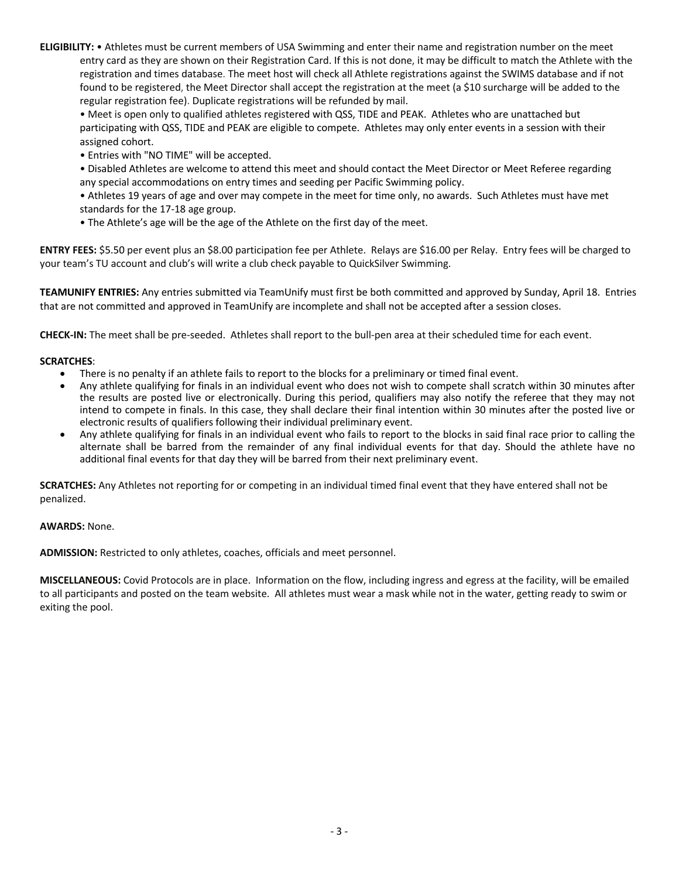**ELIGIBILITY:** • Athletes must be current members of USA Swimming and enter their name and registration number on the meet entry card as they are shown on their Registration Card. If this is not done, it may be difficult to match the Athlete with the registration and times database. The meet host will check all Athlete registrations against the SWIMS database and if not found to be registered, the Meet Director shall accept the registration at the meet (a $10 surcharge will be added to the regular registration fee). Duplicate registrations will be refunded by mail.

• Meet is open only to qualified athletes registered with QSS, TIDE and PEAK. Athletes who are unattached but participating with QSS, TIDE and PEAK are eligible to compete. Athletes may only enter events in a session with their assigned cohort.

• Entries with "NO TIME" will be accepted.

• Disabled Athletes are welcome to attend this meet and should contact the Meet Director or Meet Referee regarding any special accommodations on entry times and seeding per Pacific Swimming policy.

• Athletes 19 years of age and over may compete in the meet for time only, no awards. Such Athletes must have met standards for the 17-18 age group.

• The Athlete's age will be the age of the Athlete on the first day of the meet.

**ENTRY FEES:** $5.50 per event plus an $8.00 participation fee per Athlete. Relays are $16.00 per Relay. Entry fees will be charged to your team's TU account and club's will write a club check payable to QuickSilver Swimming.

**TEAMUNIFY ENTRIES:** Any entries submitted via TeamUnify must first be both committed and approved by Sunday, April 18. Entries that are not committed and approved in TeamUnify are incomplete and shall not be accepted after a session closes.

**CHECK-IN:** The meet shall be pre-seeded. Athletes shall report to the bull-pen area at their scheduled time for each event.

**SCRATCHES**:

- There is no penalty if an athlete fails to report to the blocks for a preliminary or timed final event.
- Any athlete qualifying for finals in an individual event who does not wish to compete shall scratch within 30 minutes after the results are posted live or electronically. During this period, qualifiers may also notify the referee that they may not intend to compete in finals. In this case, they shall declare their final intention within 30 minutes after the posted live or electronic results of qualifiers following their individual preliminary event.
- Any athlete qualifying for finals in an individual event who fails to report to the blocks in said final race prior to calling the alternate shall be barred from the remainder of any final individual events for that day. Should the athlete have no additional final events for that day they will be barred from their next preliminary event.

**SCRATCHES:** Any Athletes not reporting for or competing in an individual timed final event that they have entered shall not be penalized.

**AWARDS:** None.

**ADMISSION:** Restricted to only athletes, coaches, officials and meet personnel.

**MISCELLANEOUS:** Covid Protocols are in place. Information on the flow, including ingress and egress at the facility, will be emailed to all participants and posted on the team website. All athletes must wear a mask while not in the water, getting ready to swim or exiting the pool.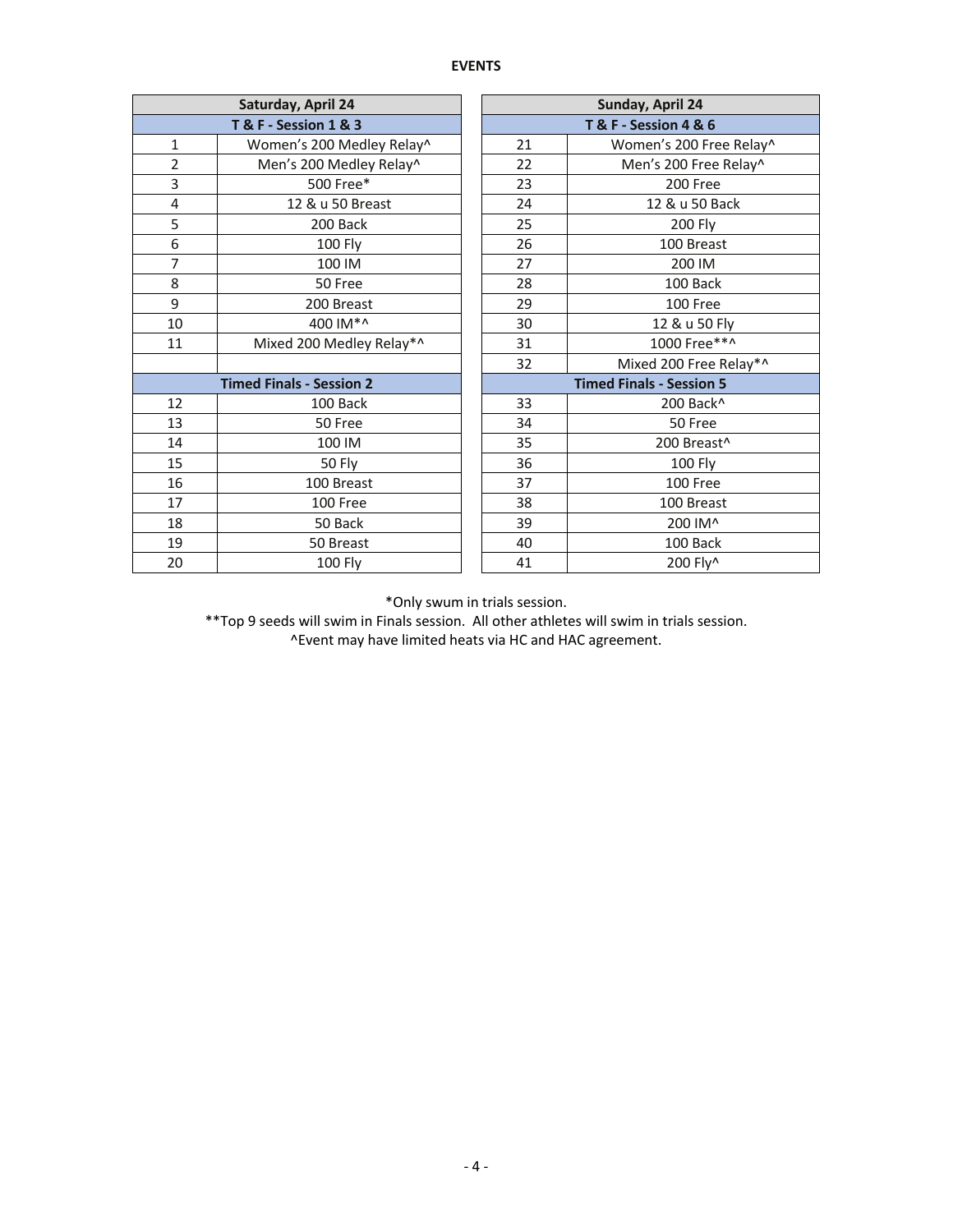**EVENTS**

| Saturday, April 24 | |
|---|---|
| **T & F - Session 1 & 3** | |
| 1 | Women's 200 Medley Relay^ |
| 2 | Men's 200 Medley Relay^ |
| 3 | 500 Free* |
| 4 | 12 & u 50 Breast |
| 5 | 200 Back |
| 6 | 100 Fly |
| 7 | 100 IM |
| 8 | 50 Free |
| 9 | 200 Breast |
| 10 | 400 IM*^ |
| 11 | Mixed 200 Medley Relay*^ |
| | |
| **Timed Finals - Session 2** | |
| 12 | 100 Back |
| 13 | 50 Free |
| 14 | 100 IM |
| 15 | 50 Fly |
| 16 | 100 Breast |
| 17 | 100 Free |
| 18 | 50 Back |
| 19 | 50 Breast |
| 20 | 100 Fly |

| Sunday, April 24 | |
|---|---|
| **T & F - Session 4 & 6** | |
| 21 | Women's 200 Free Relay^ |
| 22 | Men's 200 Free Relay^ |
| 23 | 200 Free |
| 24 | 12 & u 50 Back |
| 25 | 200 Fly |
| 26 | 100 Breast |
| 27 | 200 IM |
| 28 | 100 Back |
| 29 | 100 Free |
| 30 | 12 & u 50 Fly |
| 31 | 1000 Free**^ |
| 32 | Mixed 200 Free Relay*^ |
| **Timed Finals - Session 5** | |
| 33 | 200 Back^ |
| 34 | 50 Free |
| 35 | 200 Breast^ |
| 36 | 100 Fly |
| 37 | 100 Free |
| 38 | 100 Breast |
| 39 | 200 IM^ |
| 40 | 100 Back |
| 41 | 200 Fly^ |

*Only swum in trials session.

**Top 9 seeds will swim in Finals session. All other athletes will swim in trials session.

^Event may have limited heats via HC and HAC agreement.